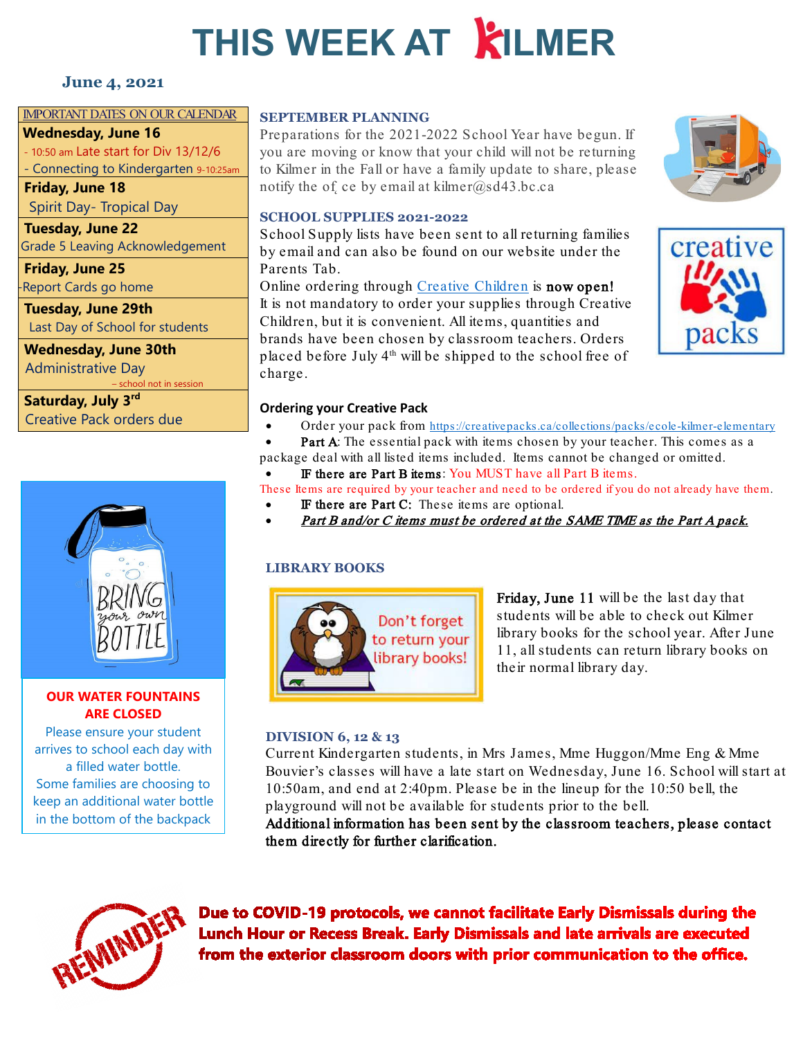# THIS WEEK AT KILMER

**June 4, 2021**

**IMPORTANT DATES ON OUR CALENDAR**

**Wednesday, June 16**
- 10:50 am Late start for Div 13/12/6
- Connecting to Kindergarten 9-10:25am

**Friday, June 18**
Spirit Day- Tropical Day

**Tuesday, June 22**
Grade 5 Leaving Acknowledgement

**Friday, June 25**
-Report Cards go home

**Tuesday, June 29th**
Last Day of School for students

**Wednesday, June 30th**
Administrative Day
– school not in session

**Saturday, July 3rd**
Creative Pack orders due

**BRING your own BOTTLE**

**OUR WATER FOUNTAINS ARE CLOSED**

Please ensure your student arrives to school each day with a filled water bottle. Some families are choosing to keep an additional water bottle in the bottom of the backpack

## SEPTEMBER PLANNING

Preparations for the 2021-2022 School Year have begun. If you are moving or know that your child will not be returning to Kilmer in the Fall or have a family update to share, please notify the office by email at kilmer@sd43.bc.ca

## SCHOOL SUPPLIES 2021-2022

School Supply lists have been sent to all returning families by email and can also be found on our website under the Parents Tab.

Online ordering through Creative Children is **now open!**
It is not mandatory to order your supplies through Creative Children, but it is convenient. All items, quantities and brands have been chosen by classroom teachers. Orders placed before July 4th will be shipped to the school free of charge.

creative packs

### Ordering your Creative Pack

- Order your pack from https://creativepacks.ca/collections/packs/ecole-kilmer-elementary
- **Part A**: The essential pack with items chosen by your teacher. This comes as a package deal with all listed items included. Items cannot be changed or omitted.
- **IF there are Part B items**: You MUST have all Part B items.

These Items are required by your teacher and need to be ordered if you do not already have them.

- **IF there are Part C:** These items are optional.
- ***Part B and/or C items must be ordered at the SAME TIME as the Part A pack.***

## LIBRARY BOOKS

Don't forget to return your library books!

**Friday, June 11** will be the last day that students will be able to check out Kilmer library books for the school year. After June 11, all students can return library books on their normal library day.

## DIVISION 6, 12 & 13

Current Kindergarten students, in Mrs James, Mme Huggon/Mme Eng & Mme Bouvier's classes will have a late start on Wednesday, June 16. School will start at 10:50am, and end at 2:40pm. Please be in the lineup for the 10:50 bell, the playground will not be available for students prior to the bell.
**Additional information has been sent by the classroom teachers, please contact them directly for further clarification.**

REMINDER

**Due to COVID-19 protocols, we cannot facilitate Early Dismissals during the Lunch Hour or Recess Break. Early Dismissals and late arrivals are executed from the exterior classroom doors with prior communication to the office.**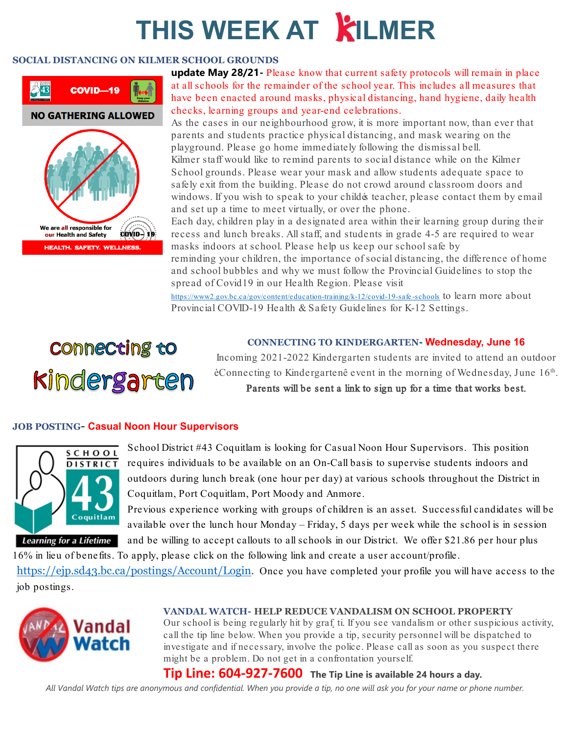# THIS WEEK AT KILMER

## SOCIAL DISTANCING ON KILMER SCHOOL GROUNDS

COVID—19

NO GATHERING ALLOWED

We are all responsible for our Health and Safety

HEALTH. SAFETY. WELLNESS.

**update May 28/21-** Please know that current safety protocols will remain in place at all schools for the remainder of the school year. This includes all measures that have been enacted around masks, physical distancing, hand hygiene, daily health checks, learning groups and year-end celebrations.

As the cases in our neighbourhood grow, it is more important now, than ever that parents and students practice physical distancing, and mask wearing on the playground. Please go home immediately following the dismissal bell.

Kilmer staff would like to remind parents to social distance while on the Kilmer School grounds. Please wear your mask and allow students adequate space to safely exit from the building. Please do not crowd around classroom doors and windows. If you wish to speak to your childś teacher, please contact them by email and set up a time to meet virtually, or over the phone.

Each day, children play in a designated area within their learning group during their recess and lunch breaks. All staff, and students in grade 4-5 are required to wear masks indoors at school. Please help us keep our school safe by reminding your children, the importance of social distancing, the difference of home and school bubbles and why we must follow the Provincial Guidelines to stop the spread of Covid19 in our Health Region. Please visit https://www2.gov.bc.ca/gov/content/education-training/k-12/covid-19-safe-schools to learn more about Provincial COVID-19 Health & Safety Guidelines for K-12 Settings.

## Connecting to Kindergarten

### CONNECTING TO KINDERGARTEN- Wednesday, June 16

Incoming 2021-2022 Kindergarten students are invited to attend an outdoor èConnecting to Kindergartenê event in the morning of Wednesday, June 16th.

**Parents will be sent a link to sign up for a time that works best.**

## JOB POSTING- Casual Noon Hour Supervisors

SCHOOL DISTRICT 43 Coquitlam — *Learning for a Lifetime*

School District #43 Coquitlam is looking for Casual Noon Hour Supervisors. This position requires individuals to be available on an On-Call basis to supervise students indoors and outdoors during lunch break (one hour per day) at various schools throughout the District in Coquitlam, Port Coquitlam, Port Moody and Anmore.

Previous experience working with groups of children is an asset. Successful candidates will be available over the lunch hour Monday – Friday, 5 days per week while the school is in session and be willing to accept callouts to all schools in our District. We offer $21.86 per hour plus 16% in lieu of benefits. To apply, please click on the following link and create a user account/profile. https://ejp.sd43.bc.ca/postings/Account/Login. Once you have completed your profile you will have access to the job postings.

## VANDAL WATCH- HELP REDUCE VANDALISM ON SCHOOL PROPERTY

Our school is being regularly hit by graffiti. If you see vandalism or other suspicious activity, call the tip line below. When you provide a tip, security personnel will be dispatched to investigate and if necessary, involve the police. Please call as soon as you suspect there might be a problem. Do not get in a confrontation yourself.

**Tip Line: 604-927-7600** **The Tip Line is available 24 hours a day.**

*All Vandal Watch tips are anonymous and confidential. When you provide a tip, no one will ask you for your name or phone number.*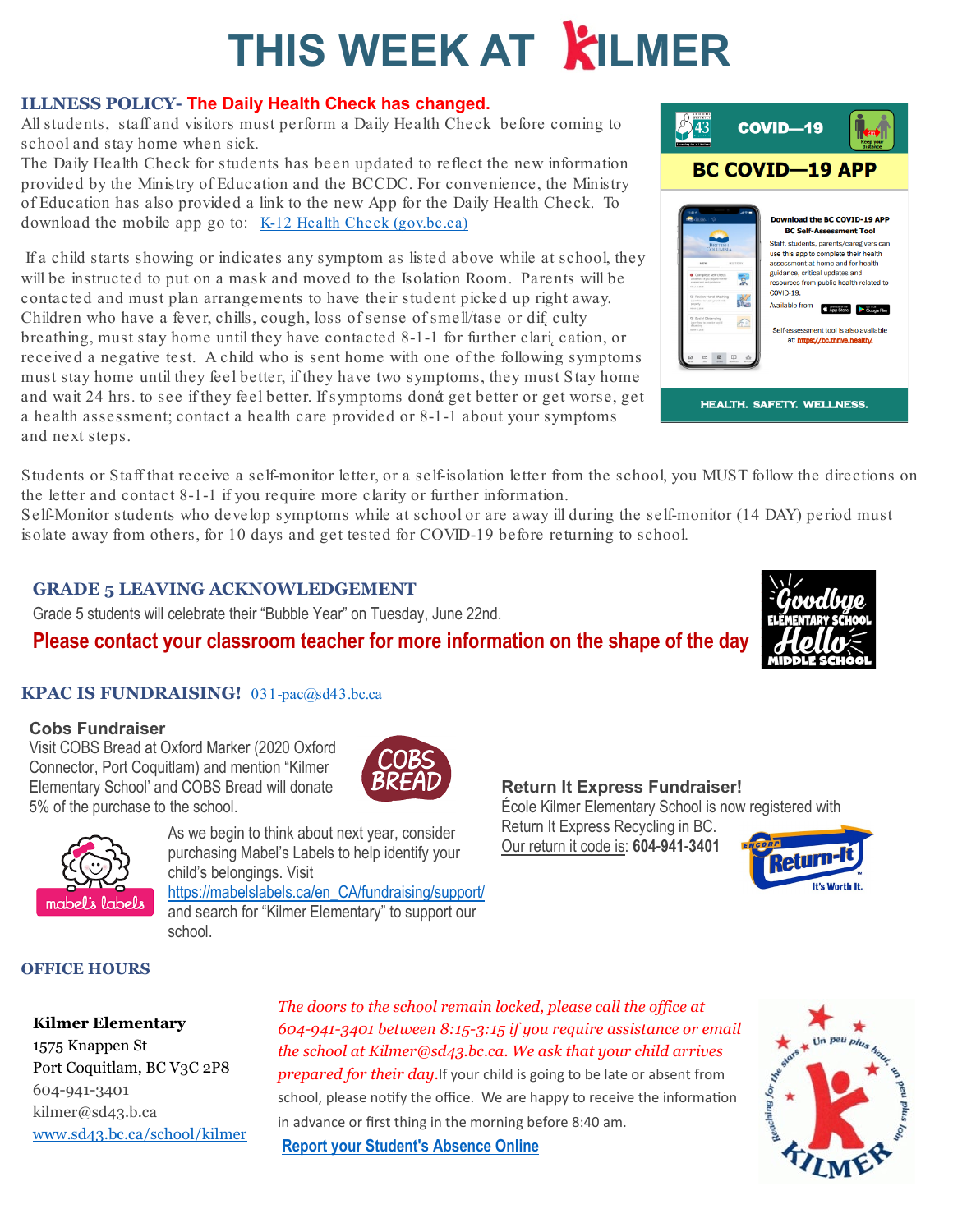# THIS WEEK AT KILMER

## ILLNESS POLICY- The Daily Health Check has changed.

All students, staff and visitors must perform a Daily Health Check before coming to school and stay home when sick.
The Daily Health Check for students has been updated to reflect the new information provided by the Ministry of Education and the BCCDC. For convenience, the Ministry of Education has also provided a link to the new App for the Daily Health Check. To download the mobile app go to: K-12 Health Check (gov.bc.ca)

If a child starts showing or indicates any symptom as listed above while at school, they will be instructed to put on a mask and moved to the Isolation Room. Parents will be contacted and must plan arrangements to have their student picked up right away. Children who have a fever, chills, cough, loss of sense of smell/tase or dif culty breathing, must stay home until they have contacted 8-1-1 for further clari cation, or received a negative test. A child who is sent home with one of the following symptoms must stay home until they feel better, if they have two symptoms, they must Stay home and wait 24 hrs. to see if they feel better. If symptoms donť get better or get worse, get a health assessment; contact a health care provided or 8-1-1 about your symptoms and next steps.

COVID—19

BC COVID—19 APP

Download the BC COVID-19 APP
BC Self-Assessment Tool

Staff, students, parents/caregivers can use this app to complete their health assessment at home and for health guidance, critical updates and resources from public health related to COVID-19.
Available from App Store Google Play

Self-assessment tool is also available at: https://bc.thrive.health/

HEALTH. SAFETY. WELLNESS.

Students or Staff that receive a self-monitor letter, or a self-isolation letter from the school, you MUST follow the directions on the letter and contact 8-1-1 if you require more clarity or further information.
Self-Monitor students who develop symptoms while at school or are away ill during the self-monitor (14 DAY) period must isolate away from others, for 10 days and get tested for COVID-19 before returning to school.

## GRADE 5 LEAVING ACKNOWLEDGEMENT

Grade 5 students will celebrate their "Bubble Year" on Tuesday, June 22nd.

**Please contact your classroom teacher for more information on the shape of the day**

Goodbye Elementary School Hello Middle School

## KPAC IS FUNDRAISING! 031-pac@sd43.bc.ca

### Cobs Fundraiser

Visit COBS Bread at Oxford Marker (2020 Oxford Connector, Port Coquitlam) and mention "Kilmer Elementary School' and COBS Bread will donate 5% of the purchase to the school.

As we begin to think about next year, consider purchasing Mabel's Labels to help identify your child's belongings. Visit https://mabelslabels.ca/en_CA/fundraising/support/ and search for "Kilmer Elementary" to support our school.

### Return It Express Fundraiser!

École Kilmer Elementary School is now registered with Return It Express Recycling in BC.
Our return it code is: **604-941-3401**

## OFFICE HOURS

**Kilmer Elementary**
1575 Knappen St
Port Coquitlam, BC V3C 2P8
604-941-3401
kilmer@sd43.b.ca
www.sd43.bc.ca/school/kilmer

*The doors to the school remain locked, please call the office at 604-941-3401 between 8:15-3:15 if you require assistance or email the school at Kilmer@sd43.bc.ca. We ask that your child arrives prepared for their day.* If your child is going to be late or absent from school, please notify the office. We are happy to receive the information in advance or first thing in the morning before 8:40 am.

**Report your Student's Absence Online**

Reaching for the stars · Un peu plus haut, un peu plus loin · KILMER